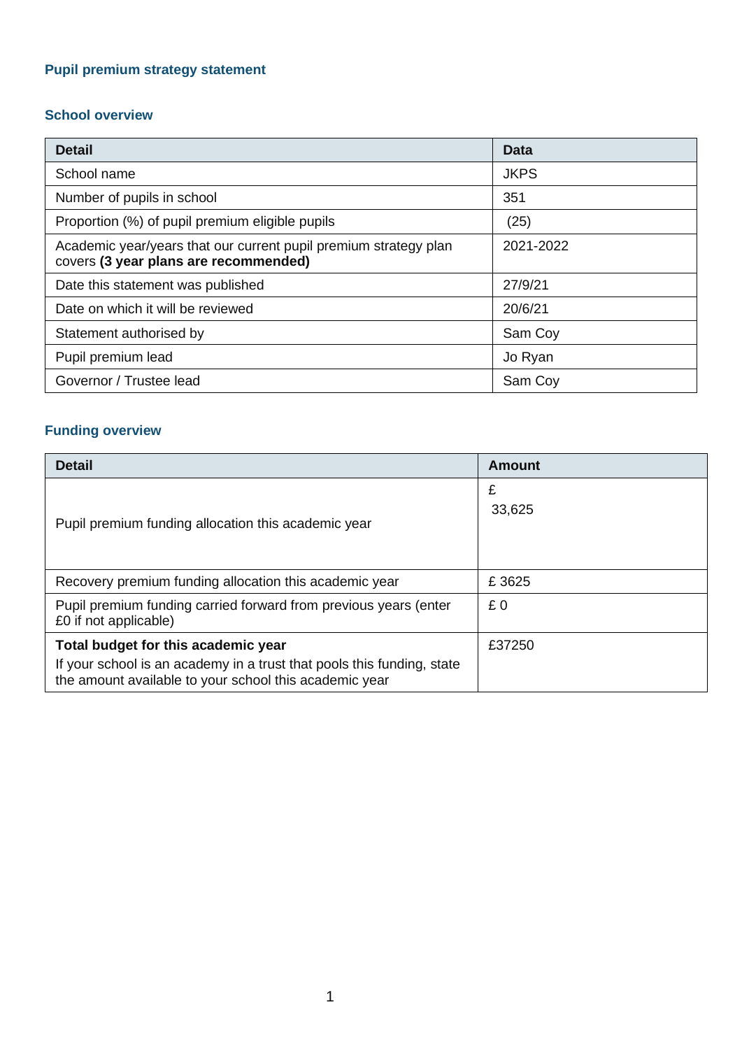## Pupil premium strategy statement

### School overview

| Detail | Data |
|---|---|
| School name | JKPS |
| Number of pupils in school | 351 |
| Proportion (%) of pupil premium eligible pupils | (25) |
| Academic year/years that our current pupil premium strategy plan covers **(3 year plans are recommended)** | 2021-2022 |
| Date this statement was published | 27/9/21 |
| Date on which it will be reviewed | 20/6/21 |
| Statement authorised by | Sam Coy |
| Pupil premium lead | Jo Ryan |
| Governor / Trustee lead | Sam Coy |

### Funding overview

| Detail | Amount |
|---|---|
| Pupil premium funding allocation this academic year | £ 33,625 |
| Recovery premium funding allocation this academic year | £ 3625 |
| Pupil premium funding carried forward from previous years (enter £0 if not applicable) | £ 0 |
| **Total budget for this academic year** If your school is an academy in a trust that pools this funding, state the amount available to your school this academic year | £37250 |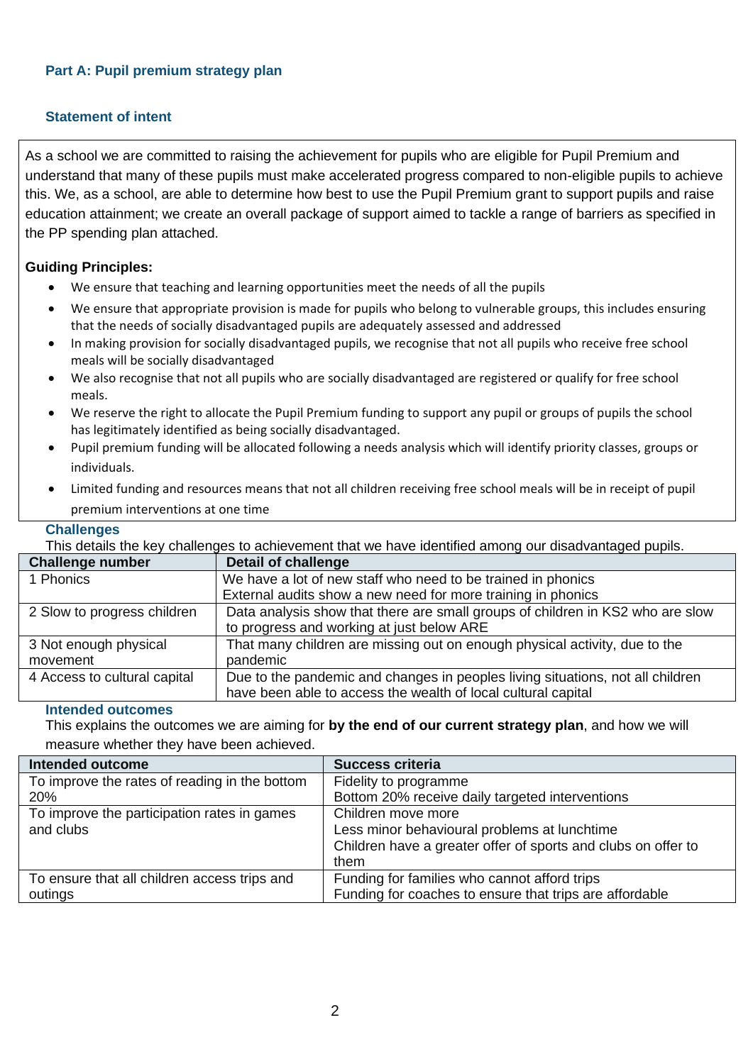### Part A: Pupil premium strategy plan

#### Statement of intent

As a school we are committed to raising the achievement for pupils who are eligible for Pupil Premium and understand that many of these pupils must make accelerated progress compared to non-eligible pupils to achieve this. We, as a school, are able to determine how best to use the Pupil Premium grant to support pupils and raise education attainment; we create an overall package of support aimed to tackle a range of barriers as specified in the PP spending plan attached.

**Guiding Principles:**

- We ensure that teaching and learning opportunities meet the needs of all the pupils
- We ensure that appropriate provision is made for pupils who belong to vulnerable groups, this includes ensuring that the needs of socially disadvantaged pupils are adequately assessed and addressed
- In making provision for socially disadvantaged pupils, we recognise that not all pupils who receive free school meals will be socially disadvantaged
- We also recognise that not all pupils who are socially disadvantaged are registered or qualify for free school meals.
- We reserve the right to allocate the Pupil Premium funding to support any pupil or groups of pupils the school has legitimately identified as being socially disadvantaged.
- Pupil premium funding will be allocated following a needs analysis which will identify priority classes, groups or individuals.
- Limited funding and resources means that not all children receiving free school meals will be in receipt of pupil premium interventions at one time

#### Challenges

This details the key challenges to achievement that we have identified among our disadvantaged pupils.

| Challenge number | Detail of challenge |
|---|---|
| 1 Phonics | We have a lot of new staff who need to be trained in phonics<br>External audits show a new need for more training in phonics |
| 2 Slow to progress children | Data analysis show that there are small groups of children in KS2 who are slow to progress and working at just below ARE |
| 3 Not enough physical movement | That many children are missing out on enough physical activity, due to the pandemic |
| 4 Access to cultural capital | Due to the pandemic and changes in peoples living situations, not all children have been able to access the wealth of local cultural capital |

#### Intended outcomes

This explains the outcomes we are aiming for **by the end of our current strategy plan**, and how we will measure whether they have been achieved.

| Intended outcome | Success criteria |
|---|---|
| To improve the rates of reading in the bottom 20% | Fidelity to programme<br>Bottom 20% receive daily targeted interventions |
| To improve the participation rates in games and clubs | Children move more<br>Less minor behavioural problems at lunchtime<br>Children have a greater offer of sports and clubs on offer to them |
| To ensure that all children access trips and outings | Funding for families who cannot afford trips<br>Funding for coaches to ensure that trips are affordable |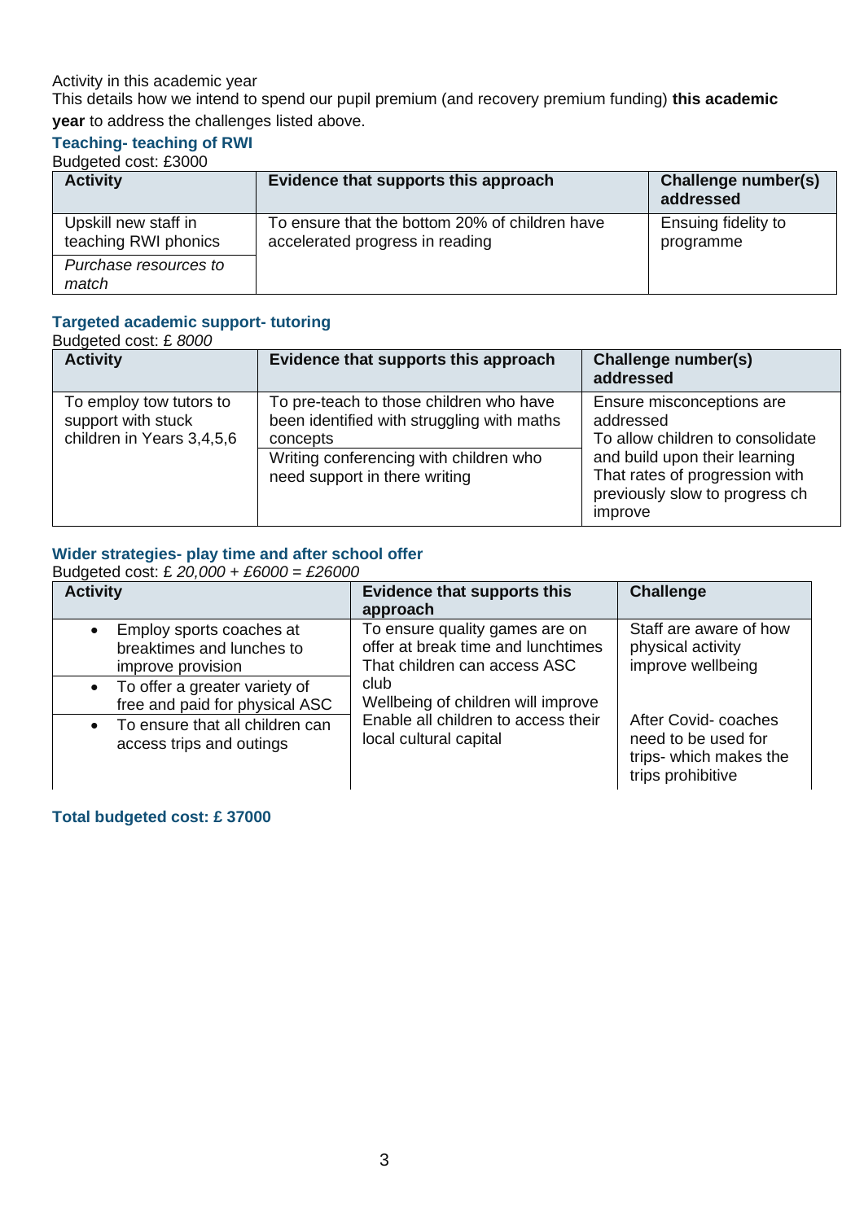Activity in this academic year

This details how we intend to spend our pupil premium (and recovery premium funding) **this academic year** to address the challenges listed above.

### Teaching- teaching of RWI

Budgeted cost: £3000

| Activity | Evidence that supports this approach | Challenge number(s) addressed |
|---|---|---|
| Upskill new staff in teaching RWI phonics | To ensure that the bottom 20% of children have accelerated progress in reading | Ensuing fidelity to programme |
| *Purchase resources to match* | | |

### Targeted academic support- tutoring

Budgeted cost: £ *8000*

| Activity | Evidence that supports this approach | Challenge number(s) addressed |
|---|---|---|
| To employ tow tutors to support with stuck children in Years 3,4,5,6 | To pre-teach to those children who have been identified with struggling with maths concepts<br>Writing conferencing with children who need support in there writing | Ensure misconceptions are addressed<br>To allow children to consolidate and build upon their learning<br>That rates of progression with previously slow to progress ch improve |

### Wider strategies- play time and after school offer

Budgeted cost: £ *20,000 + £6000 = £26000*

| Activity | Evidence that supports this approach | Challenge |
|---|---|---|
| • Employ sports coaches at breaktimes and lunches to improve provision<br>• To offer a greater variety of free and paid for physical ASC<br>• To ensure that all children can access trips and outings | To ensure quality games are on offer at break time and lunchtimes<br>That children can access ASC club<br>Wellbeing of children will improve<br>Enable all children to access their local cultural capital | Staff are aware of how physical activity improve wellbeing<br><br>After Covid- coaches need to be used for trips- which makes the trips prohibitive |

**Total budgeted cost: £ 37000**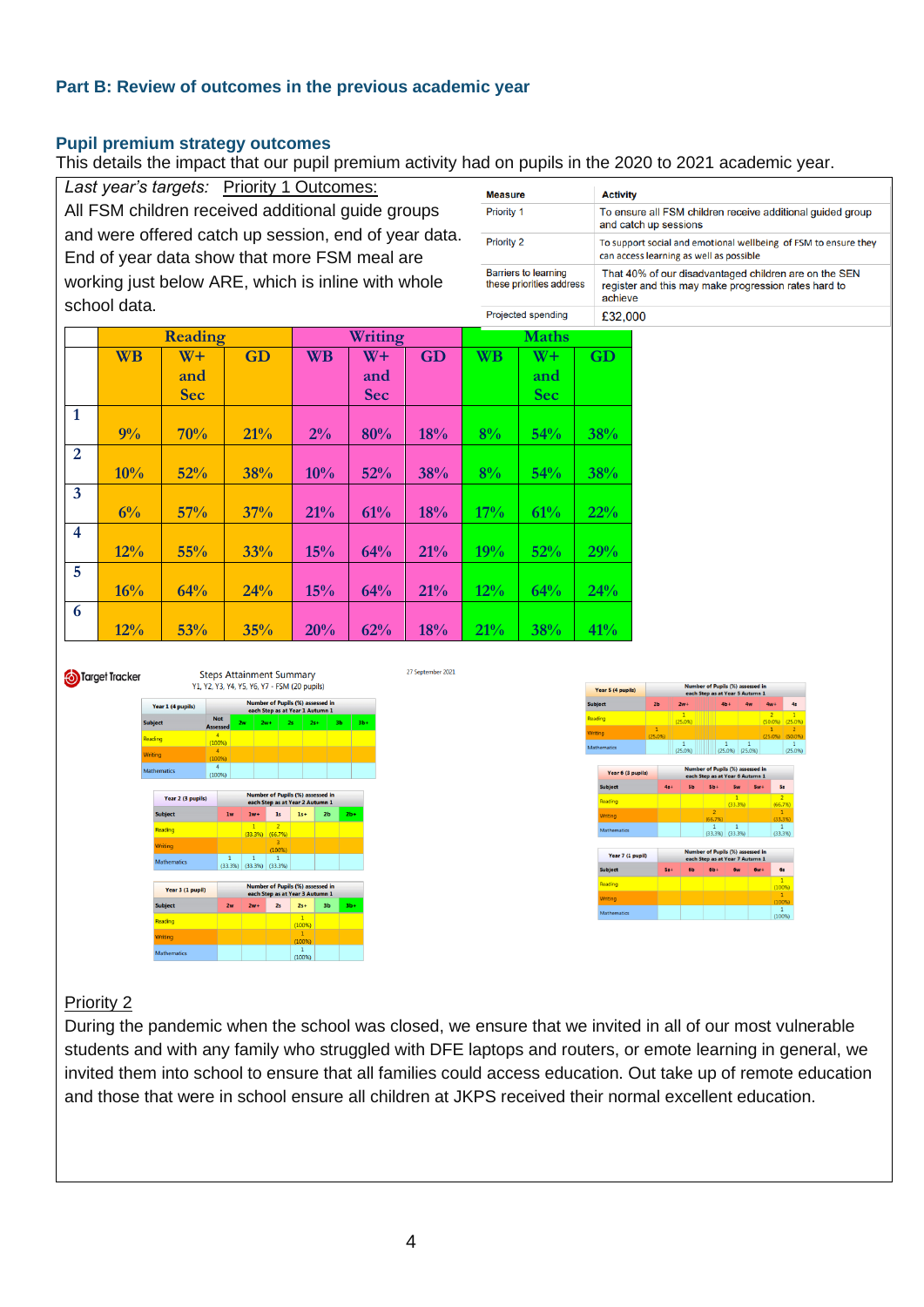## Part B: Review of outcomes in the previous academic year

## Pupil premium strategy outcomes

This details the impact that our pupil premium activity had on pupils in the 2020 to 2021 academic year.

*Last year's targets:* Priority 1 Outcomes:

All FSM children received additional guide groups and were offered catch up session, end of year data. End of year data show that more FSM meal are working just below ARE, which is inline with whole school data.

| Measure | Activity |
|---|---|
| Priority 1 | To ensure all FSM children receive additional guided group and catch up sessions |
| Priority 2 | To support social and emotional wellbeing of FSM to ensure they can access learning as well as possible |
| Barriers to learning these priorities address | That 40% of our disadvantaged children are on the SEN register and this may make progression rates hard to achieve |
| Projected spending | £32,000 |

| | Reading | | | Writing | | | Maths | | |
|---|---|---|---|---|---|---|---|---|---|
| | WB | W+ and Sec | GD | WB | W+ and Sec | GD | WB | W+ and Sec | GD |
| 1 | 9% | 70% | 21% | 2% | 80% | 18% | 8% | 54% | 38% |
| 2 | 10% | 52% | 38% | 10% | 52% | 38% | 8% | 54% | 38% |
| 3 | 6% | 57% | 37% | 21% | 61% | 18% | 17% | 61% | 22% |
| 4 | 12% | 55% | 33% | 15% | 64% | 21% | 19% | 52% | 29% |
| 5 | 16% | 64% | 24% | 15% | 64% | 21% | 12% | 64% | 24% |
| 6 | 12% | 53% | 35% | 20% | 62% | 18% | 21% | 38% | 41% |

Target Tracker

Steps Attainment Summary
Y1, Y2, Y3, Y4, Y5, Y6, Y7 - FSM (20 pupils)

27 September 2021

| Year 1 (4 pupils) | Number of Pupils (%) assessed in each Step as at Year 1 Autumn 1 | | | | | | |
|---|---|---|---|---|---|---|---|
| Subject | Not Assessed | 2w | 2w+ | 2s | 2s+ | 3b | 3b+ |
| Reading | 4 (100%) | | | | | | |
| Writing | 4 (100%) | | | | | | |
| Mathematics | 4 (100%) | | | | | | |

| Year 2 (3 pupils) | Number of Pupils (%) assessed in each Step as at Year 2 Autumn 1 | | | | | |
|---|---|---|---|---|---|---|
| Subject | 1w | 1w+ | 1s | 1s+ | 2b | 2b+ |
| Reading | | 1 (33.3%) | 2 (66.7%) | | | |
| Writing | | | 3 (100%) | | | |
| Mathematics | 1 (33.3%) | 1 (33.3%) | 1 (33.3%) | | | |

| Year 3 (1 pupil) | Number of Pupils (%) assessed in each Step as at Year 3 Autumn 1 | | | | | |
|---|---|---|---|---|---|---|
| Subject | 2w | 2w+ | 2s | 2s+ | 3b | 3b+ |
| Reading | | | | 1 (100%) | | |
| Writing | | | | 1 (100%) | | |
| Mathematics | | | | 1 (100%) | | |

| Year 5 (4 pupils) | Number of Pupils (%) assessed in each Step as at Year 5 Autumn 1 | | | | | | |
|---|---|---|---|---|---|---|---|
| Subject | 2b | 2w+ | | 4b+ | 4w | 4w+ | 4s |
| Reading | | 1 (25.0%) | | | | 2 (50.0%) | 1 (25.0%) |
| Writing | 1 (25.0%) | | | | | 1 (25.0%) | 2 (50.0%) |
| Mathematics | | 1 (25.0%) | | 1 (25.0%) | 1 (25.0%) | | 1 (25.0%) |

| Year 6 (3 pupils) | Number of Pupils (%) assessed in each Step as at Year 6 Autumn 1 | | | | | |
|---|---|---|---|---|---|---|
| Subject | 4s+ | 5b | 5b+ | 5w | 5w+ | 5s |
| Reading | | | | 1 (33.3%) | | 2 (66.7%) |
| Writing | | | 2 (66.7%) | | | 1 (33.3%) |
| Mathematics | | | 1 (33.3%) | 1 (33.3%) | | 1 (33.3%) |

| Year 7 (1 pupil) | Number of Pupils (%) assessed in each Step as at Year 7 Autumn 1 | | | | | |
|---|---|---|---|---|---|---|
| Subject | 5s+ | 6b | 6b+ | 6w | 6w+ | 6s |
| Reading | | | | | | 1 (100%) |
| Writing | | | | | | 1 (100%) |
| Mathematics | | | | | | 1 (100%) |

Priority 2

During the pandemic when the school was closed, we ensure that we invited in all of our most vulnerable students and with any family who struggled with DFE laptops and routers, or emote learning in general, we invited them into school to ensure that all families could access education. Out take up of remote education and those that were in school ensure all children at JKPS received their normal excellent education.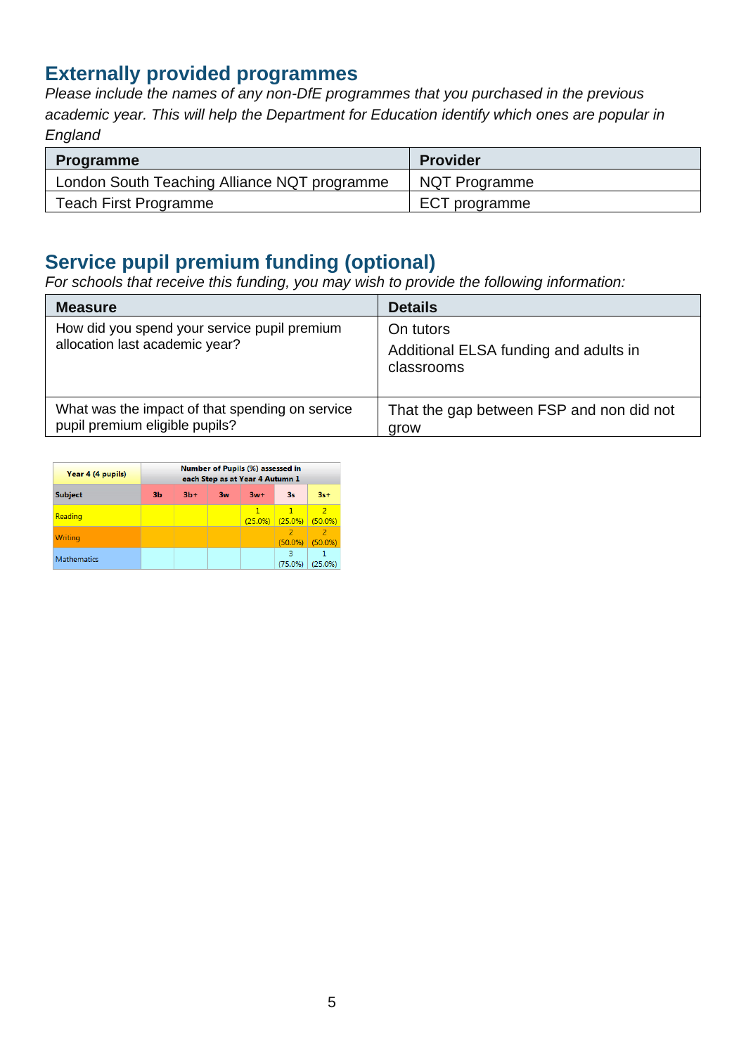## Externally provided programmes

*Please include the names of any non-DfE programmes that you purchased in the previous academic year. This will help the Department for Education identify which ones are popular in England*

| Programme | Provider |
|---|---|
| London South Teaching Alliance NQT programme | NQT Programme |
| Teach First Programme | ECT programme |

## Service pupil premium funding (optional)

*For schools that receive this funding, you may wish to provide the following information:*

| Measure | Details |
|---|---|
| How did you spend your service pupil premium allocation last academic year? | On tutors<br><br>Additional ELSA funding and adults in classrooms |
| What was the impact of that spending on service pupil premium eligible pupils? | That the gap between FSP and non did not grow |

| Year 4 (4 pupils) | Number of Pupils (%) assessed in each Step as at Year 4 Autumn 1 | | | | | |
|---|---|---|---|---|---|---|
| Subject | 3b | 3b+ | 3w | 3w+ | 3s | 3s+ |
| Reading | | | | 1 (25.0%) | 1 (25.0%) | 2 (50.0%) |
| Writing | | | | | 2 (50.0%) | 2 (50.0%) |
| Mathematics | | | | | 3 (75.0%) | 1 (25.0%) |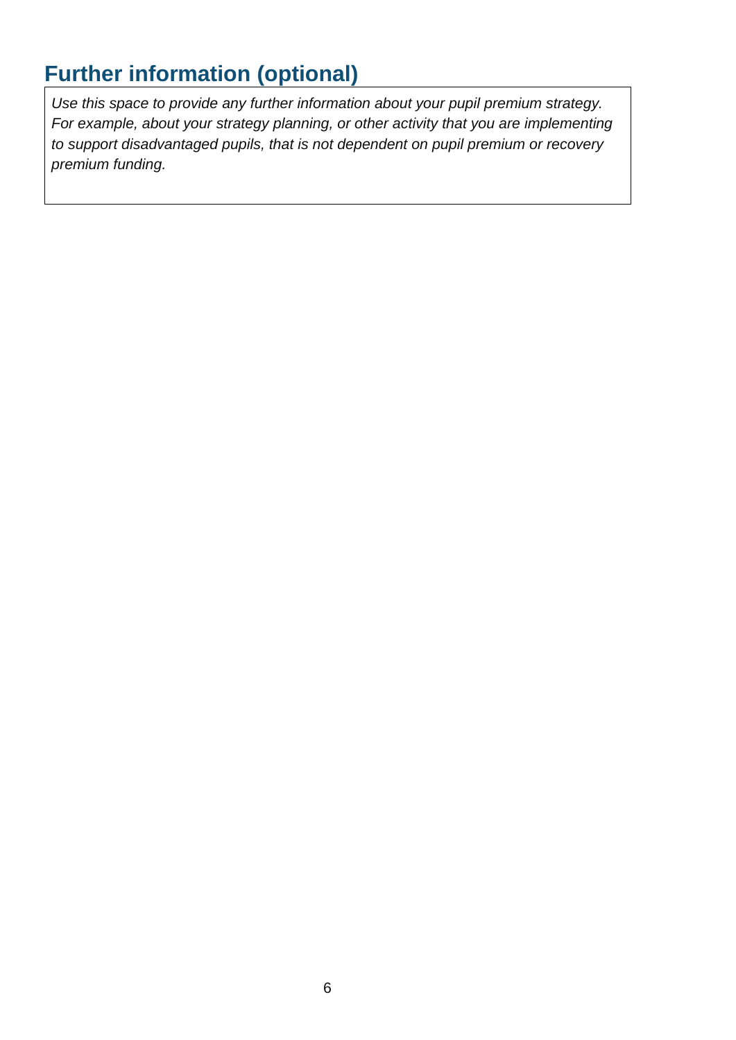## Further information (optional)

*Use this space to provide any further information about your pupil premium strategy. For example, about your strategy planning, or other activity that you are implementing to support disadvantaged pupils, that is not dependent on pupil premium or recovery premium funding.*